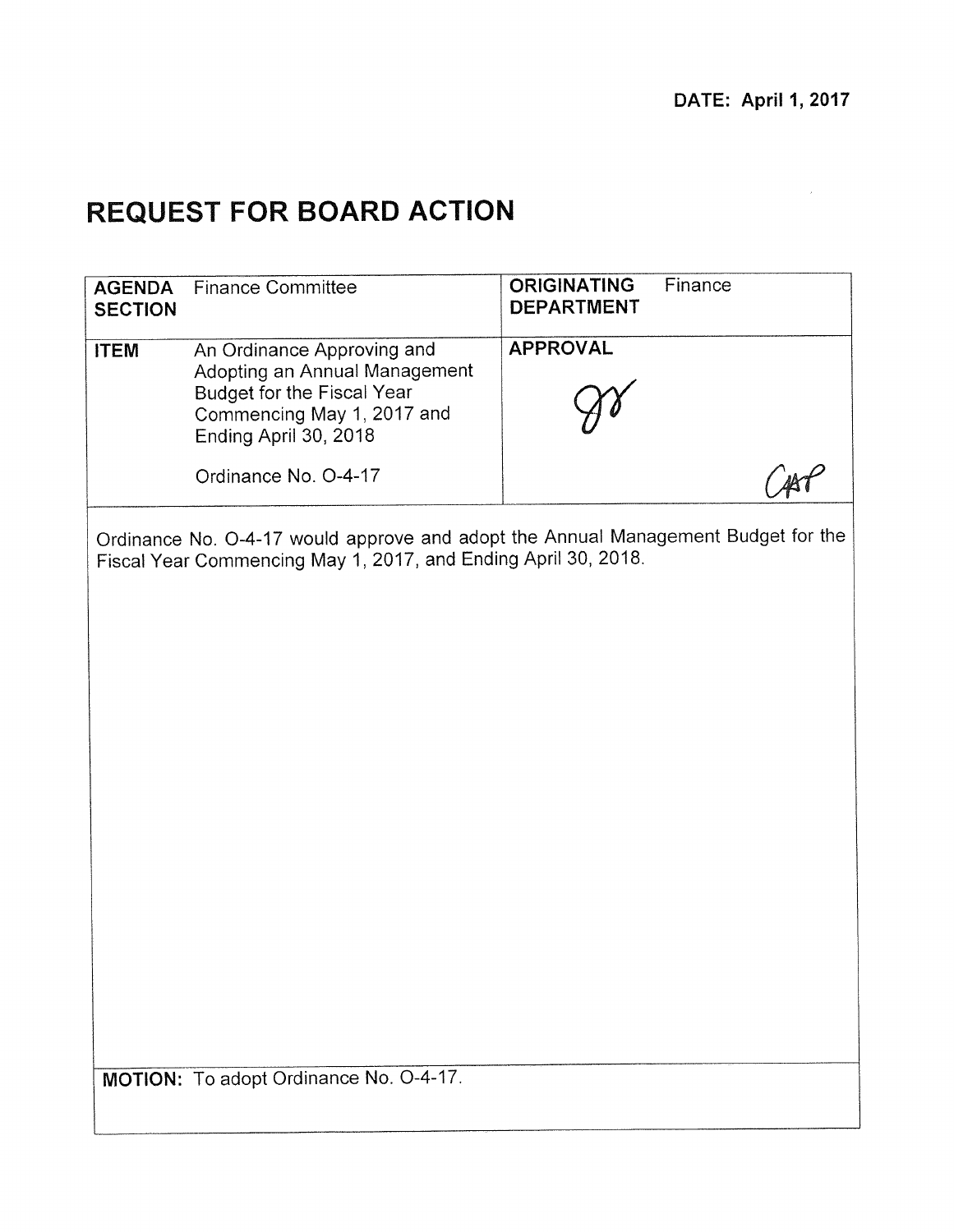**DATE: April 1, 2017**

# REQUEST FOR BOARD ACTION

| **AGENDA SECTION** | Finance Committee | **ORIGINATING DEPARTMENT** | Finance |
|---|---|---|---|
| **ITEM** | An Ordinance Approving and Adopting an Annual Management Budget for the Fiscal Year Commencing May 1, 2017 and Ending April 30, 2018<br><br>Ordinance No. O-4-17 | **APPROVAL** | |

Ordinance No. O-4-17 would approve and adopt the Annual Management Budget for the Fiscal Year Commencing May 1, 2017, and Ending April 30, 2018.

**MOTION:** To adopt Ordinance No. O-4-17.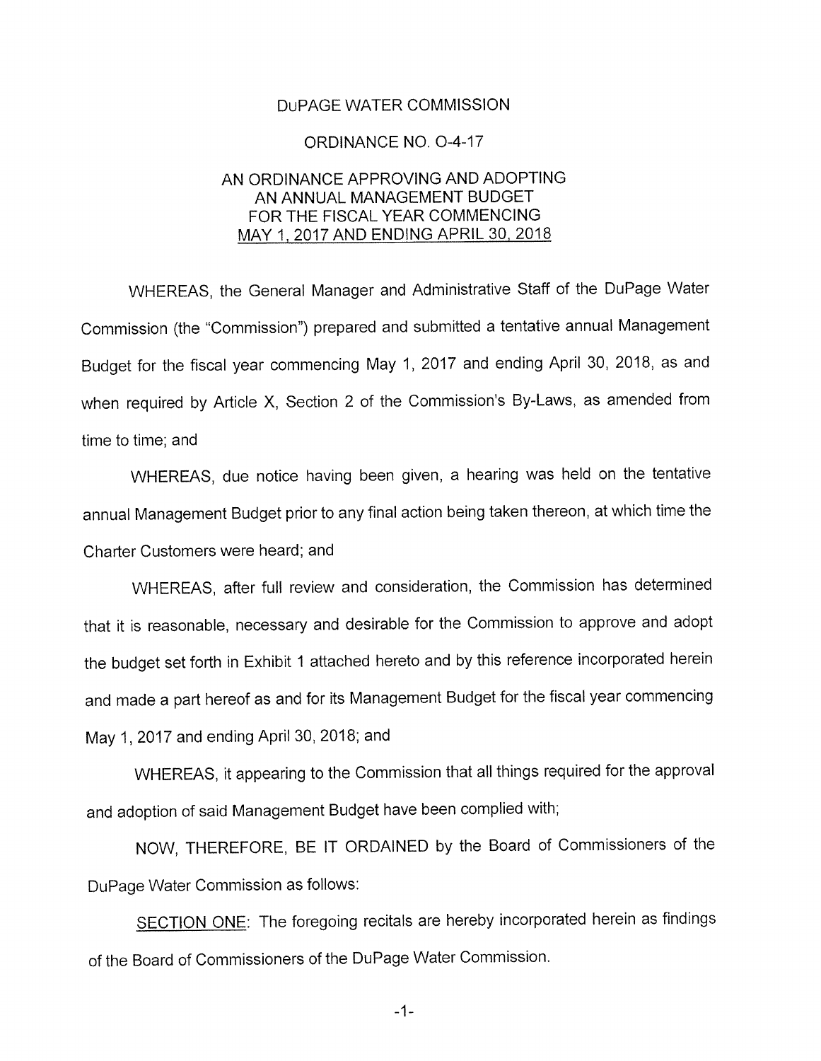DuPAGE WATER COMMISSION

ORDINANCE NO. O-4-17

AN ORDINANCE APPROVING AND ADOPTING AN ANNUAL MANAGEMENT BUDGET FOR THE FISCAL YEAR COMMENCING MAY 1, 2017 AND ENDING APRIL 30, 2018

WHEREAS, the General Manager and Administrative Staff of the DuPage Water Commission (the "Commission") prepared and submitted a tentative annual Management Budget for the fiscal year commencing May 1, 2017 and ending April 30, 2018, as and when required by Article X, Section 2 of the Commission's By-Laws, as amended from time to time; and

WHEREAS, due notice having been given, a hearing was held on the tentative annual Management Budget prior to any final action being taken thereon, at which time the Charter Customers were heard; and

WHEREAS, after full review and consideration, the Commission has determined that it is reasonable, necessary and desirable for the Commission to approve and adopt the budget set forth in Exhibit 1 attached hereto and by this reference incorporated herein and made a part hereof as and for its Management Budget for the fiscal year commencing May 1, 2017 and ending April 30, 2018; and

WHEREAS, it appearing to the Commission that all things required for the approval and adoption of said Management Budget have been complied with;

NOW, THEREFORE, BE IT ORDAINED by the Board of Commissioners of the DuPage Water Commission as follows:

SECTION ONE: The foregoing recitals are hereby incorporated herein as findings of the Board of Commissioners of the DuPage Water Commission.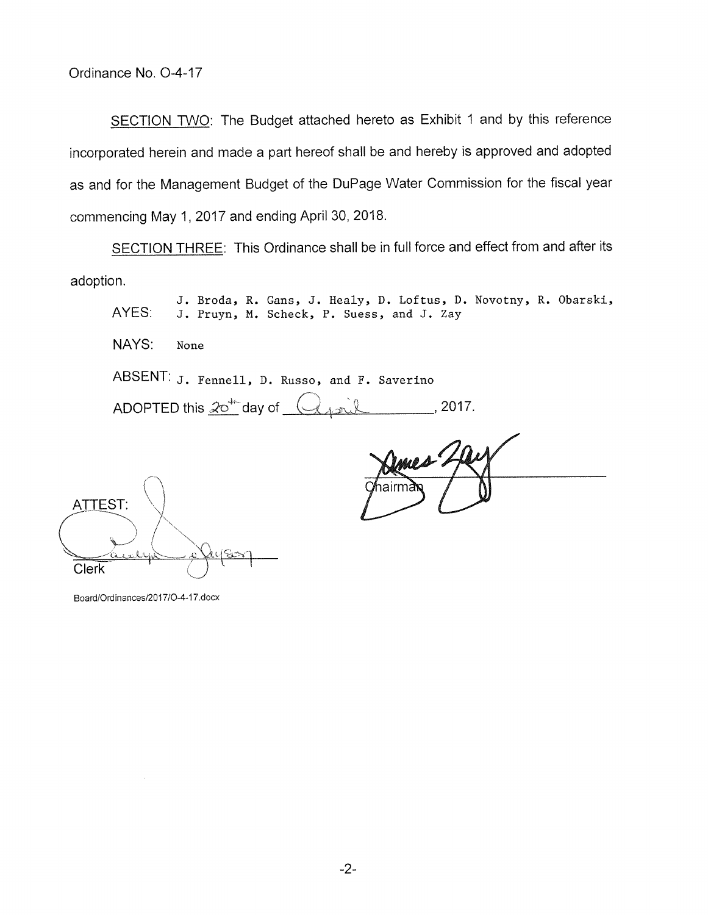Ordinance No. O-4-17

SECTION TWO: The Budget attached hereto as Exhibit 1 and by this reference incorporated herein and made a part hereof shall be and hereby is approved and adopted as and for the Management Budget of the DuPage Water Commission for the fiscal year commencing May 1, 2017 and ending April 30, 2018.

SECTION THREE: This Ordinance shall be in full force and effect from and after its adoption.

AYES: J. Broda, R. Gans, J. Healy, D. Loftus, D. Novotny, R. Obarski, J. Pruyn, M. Scheck, P. Suess, and J. Zay

NAYS: None

ABSENT: J. Fennell, D. Russo, and F. Saverino

ADOPTED this 20th day of April, 2017.

James Zay
Chairman

ATTEST:

Clerk

Board/Ordinances/2017/O-4-17.docx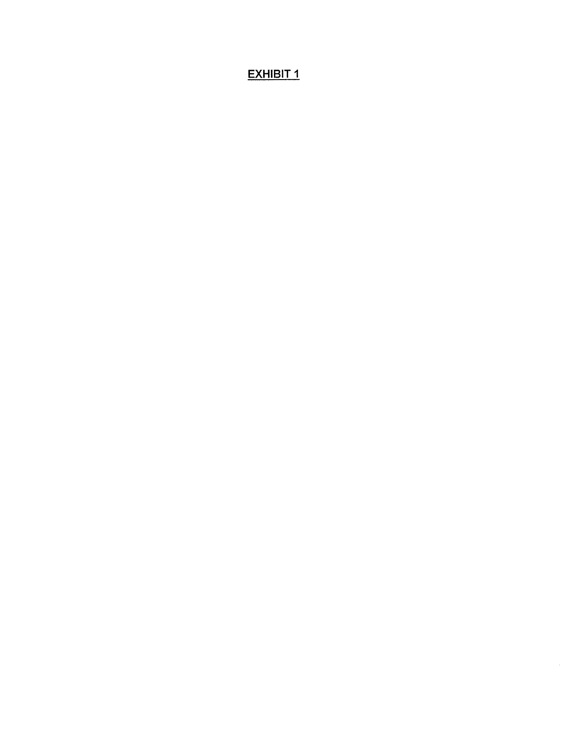# <u>EXHIBIT 1</u>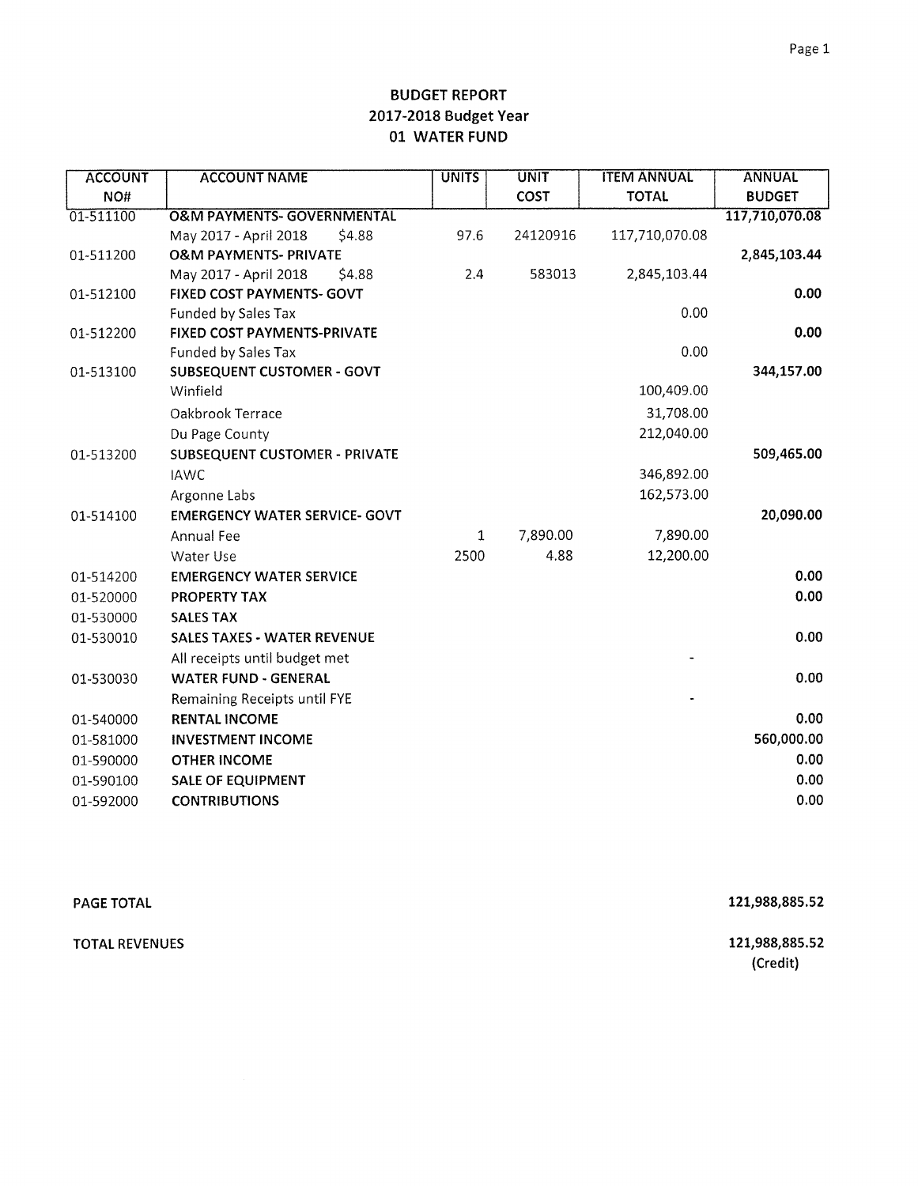# BUDGET REPORT
## 2017-2018 Budget Year
## 01 WATER FUND

| ACCOUNT NO# | ACCOUNT NAME | UNITS | UNIT COST | ITEM ANNUAL TOTAL | ANNUAL BUDGET |
|---|---|---|---|---|---|
| 01-511100 | **O&M PAYMENTS- GOVERNMENTAL** | | | | **117,710,070.08** |
| | May 2017 - April 2018 $4.88 | 97.6 | 24120916 | 117,710,070.08 | |
| 01-511200 | **O&M PAYMENTS- PRIVATE** | | | | **2,845,103.44** |
| | May 2017 - April 2018 $4.88 | 2.4 | 583013 | 2,845,103.44 | |
| 01-512100 | **FIXED COST PAYMENTS- GOVT** | | | | **0.00** |
| | Funded by Sales Tax | | | 0.00 | |
| 01-512200 | **FIXED COST PAYMENTS-PRIVATE** | | | | **0.00** |
| | Funded by Sales Tax | | | 0.00 | |
| 01-513100 | **SUBSEQUENT CUSTOMER - GOVT** | | | | **344,157.00** |
| | Winfield | | | 100,409.00 | |
| | Oakbrook Terrace | | | 31,708.00 | |
| | Du Page County | | | 212,040.00 | |
| 01-513200 | **SUBSEQUENT CUSTOMER - PRIVATE** | | | | **509,465.00** |
| | IAWC | | | 346,892.00 | |
| | Argonne Labs | | | 162,573.00 | |
| 01-514100 | **EMERGENCY WATER SERVICE- GOVT** | | | | **20,090.00** |
| | Annual Fee | 1 | 7,890.00 | 7,890.00 | |
| | Water Use | 2500 | 4.88 | 12,200.00 | |
| 01-514200 | **EMERGENCY WATER SERVICE** | | | | **0.00** |
| 01-520000 | **PROPERTY TAX** | | | | **0.00** |
| 01-530000 | **SALES TAX** | | | | |
| 01-530010 | **SALES TAXES - WATER REVENUE** | | | | **0.00** |
| | All receipts until budget met | | | - | |
| 01-530030 | **WATER FUND - GENERAL** | | | | **0.00** |
| | Remaining Receipts until FYE | | | - | |
| 01-540000 | **RENTAL INCOME** | | | | **0.00** |
| 01-581000 | **INVESTMENT INCOME** | | | | **560,000.00** |
| 01-590000 | **OTHER INCOME** | | | | **0.00** |
| 01-590100 | **SALE OF EQUIPMENT** | | | | **0.00** |
| 01-592000 | **CONTRIBUTIONS** | | | | **0.00** |

**PAGE TOTAL** **121,988,885.52**

**TOTAL REVENUES** **121,988,885.52 (Credit)**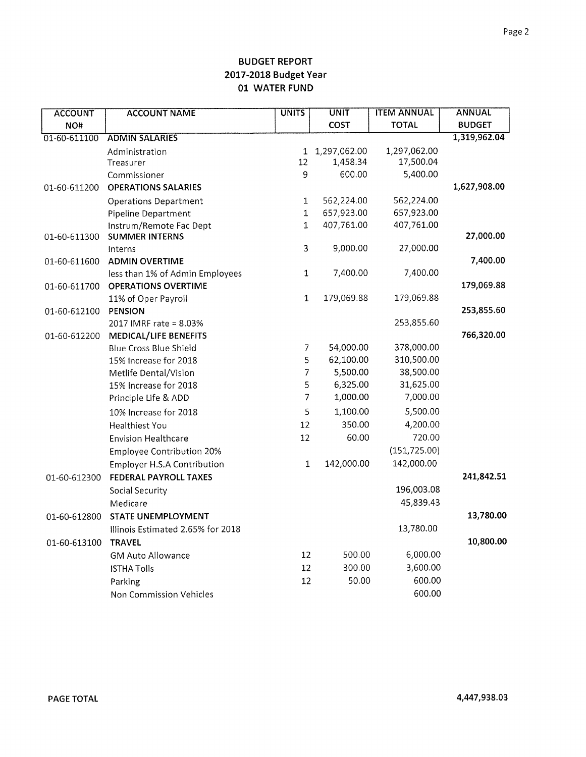# BUDGET REPORT
## 2017-2018 Budget Year
## 01 WATER FUND

| ACCOUNT NO# | ACCOUNT NAME | UNITS | UNIT COST | ITEM ANNUAL TOTAL | ANNUAL BUDGET |
|---|---|---|---|---|---|
| 01-60-611100 | **ADMIN SALARIES** | | | | 1,319,962.04 |
| | Administration | 1 | 1,297,062.00 | 1,297,062.00 | |
| | Treasurer | 12 | 1,458.34 | 17,500.04 | |
| | Commissioner | 9 | 600.00 | 5,400.00 | |
| 01-60-611200 | **OPERATIONS SALARIES** | | | | 1,627,908.00 |
| | Operations Department | 1 | 562,224.00 | 562,224.00 | |
| | Pipeline Department | 1 | 657,923.00 | 657,923.00 | |
| | Instrum/Remote Fac Dept | 1 | 407,761.00 | 407,761.00 | |
| 01-60-611300 | **SUMMER INTERNS** | | | | 27,000.00 |
| | Interns | 3 | 9,000.00 | 27,000.00 | |
| 01-60-611600 | **ADMIN OVERTIME** | | | | 7,400.00 |
| | less than 1% of Admin Employees | 1 | 7,400.00 | 7,400.00 | |
| 01-60-611700 | **OPERATIONS OVERTIME** | | | | 179,069.88 |
| | 11% of Oper Payroll | 1 | 179,069.88 | 179,069.88 | |
| 01-60-612100 | **PENSION** | | | | 253,855.60 |
| | 2017 IMRF rate = 8.03% | | | 253,855.60 | |
| 01-60-612200 | **MEDICAL/LIFE BENEFITS** | | | | 766,320.00 |
| | Blue Cross Blue Shield | 7 | 54,000.00 | 378,000.00 | |
| | 15% Increase for 2018 | 5 | 62,100.00 | 310,500.00 | |
| | Metlife Dental/Vision | 7 | 5,500.00 | 38,500.00 | |
| | 15% Increase for 2018 | 5 | 6,325.00 | 31,625.00 | |
| | Principle Life & ADD | 7 | 1,000.00 | 7,000.00 | |
| | 10% Increase for 2018 | 5 | 1,100.00 | 5,500.00 | |
| | Healthiest You | 12 | 350.00 | 4,200.00 | |
| | Envision Healthcare | 12 | 60.00 | 720.00 | |
| | Employee Contribution 20% | | | (151,725.00) | |
| | Employer H.S.A Contribution | 1 | 142,000.00 | 142,000.00 | |
| 01-60-612300 | **FEDERAL PAYROLL TAXES** | | | | 241,842.51 |
| | Social Security | | | 196,003.08 | |
| | Medicare | | | 45,839.43 | |
| 01-60-612800 | **STATE UNEMPLOYMENT** | | | | 13,780.00 |
| | Illinois Estimated 2.65% for 2018 | | | 13,780.00 | |
| 01-60-613100 | **TRAVEL** | | | | 10,800.00 |
| | GM Auto Allowance | 12 | 500.00 | 6,000.00 | |
| | ISTHA Tolls | 12 | 300.00 | 3,600.00 | |
| | Parking | 12 | 50.00 | 600.00 | |
| | Non Commission Vehicles | | | 600.00 | |

**PAGE TOTAL** 4,447,938.03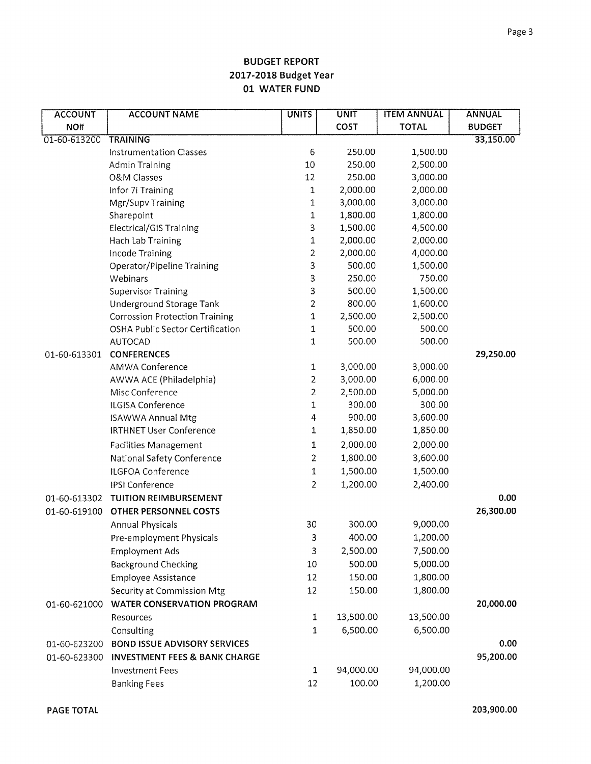# BUDGET REPORT
## 2017-2018 Budget Year
## 01 WATER FUND

| ACCOUNT NO# | ACCOUNT NAME | UNITS | UNIT COST | ITEM ANNUAL TOTAL | ANNUAL BUDGET |
|---|---|---|---|---|---|
| 01-60-613200 | **TRAINING** | | | | 33,150.00 |
| | Instrumentation Classes | 6 | 250.00 | 1,500.00 | |
| | Admin Training | 10 | 250.00 | 2,500.00 | |
| | O&M Classes | 12 | 250.00 | 3,000.00 | |
| | Infor 7i Training | 1 | 2,000.00 | 2,000.00 | |
| | Mgr/Supv Training | 1 | 3,000.00 | 3,000.00 | |
| | Sharepoint | 1 | 1,800.00 | 1,800.00 | |
| | Electrical/GIS Training | 3 | 1,500.00 | 4,500.00 | |
| | Hach Lab Training | 1 | 2,000.00 | 2,000.00 | |
| | Incode Training | 2 | 2,000.00 | 4,000.00 | |
| | Operator/Pipeline Training | 3 | 500.00 | 1,500.00 | |
| | Webinars | 3 | 250.00 | 750.00 | |
| | Supervisor Training | 3 | 500.00 | 1,500.00 | |
| | Underground Storage Tank | 2 | 800.00 | 1,600.00 | |
| | Corrossion Protection Training | 1 | 2,500.00 | 2,500.00 | |
| | OSHA Public Sector Certification | 1 | 500.00 | 500.00 | |
| | AUTOCAD | 1 | 500.00 | 500.00 | |
| 01-60-613301 | **CONFERENCES** | | | | 29,250.00 |
| | AMWA Conference | 1 | 3,000.00 | 3,000.00 | |
| | AWWA ACE (Philadelphia) | 2 | 3,000.00 | 6,000.00 | |
| | Misc Conference | 2 | 2,500.00 | 5,000.00 | |
| | ILGISA Conference | 1 | 300.00 | 300.00 | |
| | ISAWWA Annual Mtg | 4 | 900.00 | 3,600.00 | |
| | IRTHNET User Conference | 1 | 1,850.00 | 1,850.00 | |
| | Facilities Management | 1 | 2,000.00 | 2,000.00 | |
| | National Safety Conference | 2 | 1,800.00 | 3,600.00 | |
| | ILGFOA Conference | 1 | 1,500.00 | 1,500.00 | |
| | IPSI Conference | 2 | 1,200.00 | 2,400.00 | |
| 01-60-613302 | **TUITION REIMBURSEMENT** | | | | 0.00 |
| 01-60-619100 | **OTHER PERSONNEL COSTS** | | | | 26,300.00 |
| | Annual Physicals | 30 | 300.00 | 9,000.00 | |
| | Pre-employment Physicals | 3 | 400.00 | 1,200.00 | |
| | Employment Ads | 3 | 2,500.00 | 7,500.00 | |
| | Background Checking | 10 | 500.00 | 5,000.00 | |
| | Employee Assistance | 12 | 150.00 | 1,800.00 | |
| | Security at Commission Mtg | 12 | 150.00 | 1,800.00 | |
| 01-60-621000 | **WATER CONSERVATION PROGRAM** | | | | 20,000.00 |
| | Resources | 1 | 13,500.00 | 13,500.00 | |
| | Consulting | 1 | 6,500.00 | 6,500.00 | |
| 01-60-623200 | **BOND ISSUE ADVISORY SERVICES** | | | | 0.00 |
| 01-60-623300 | **INVESTMENT FEES & BANK CHARGE** | | | | 95,200.00 |
| | Investment Fees | 1 | 94,000.00 | 94,000.00 | |
| | Banking Fees | 12 | 100.00 | 1,200.00 | |

**PAGE TOTAL** 203,900.00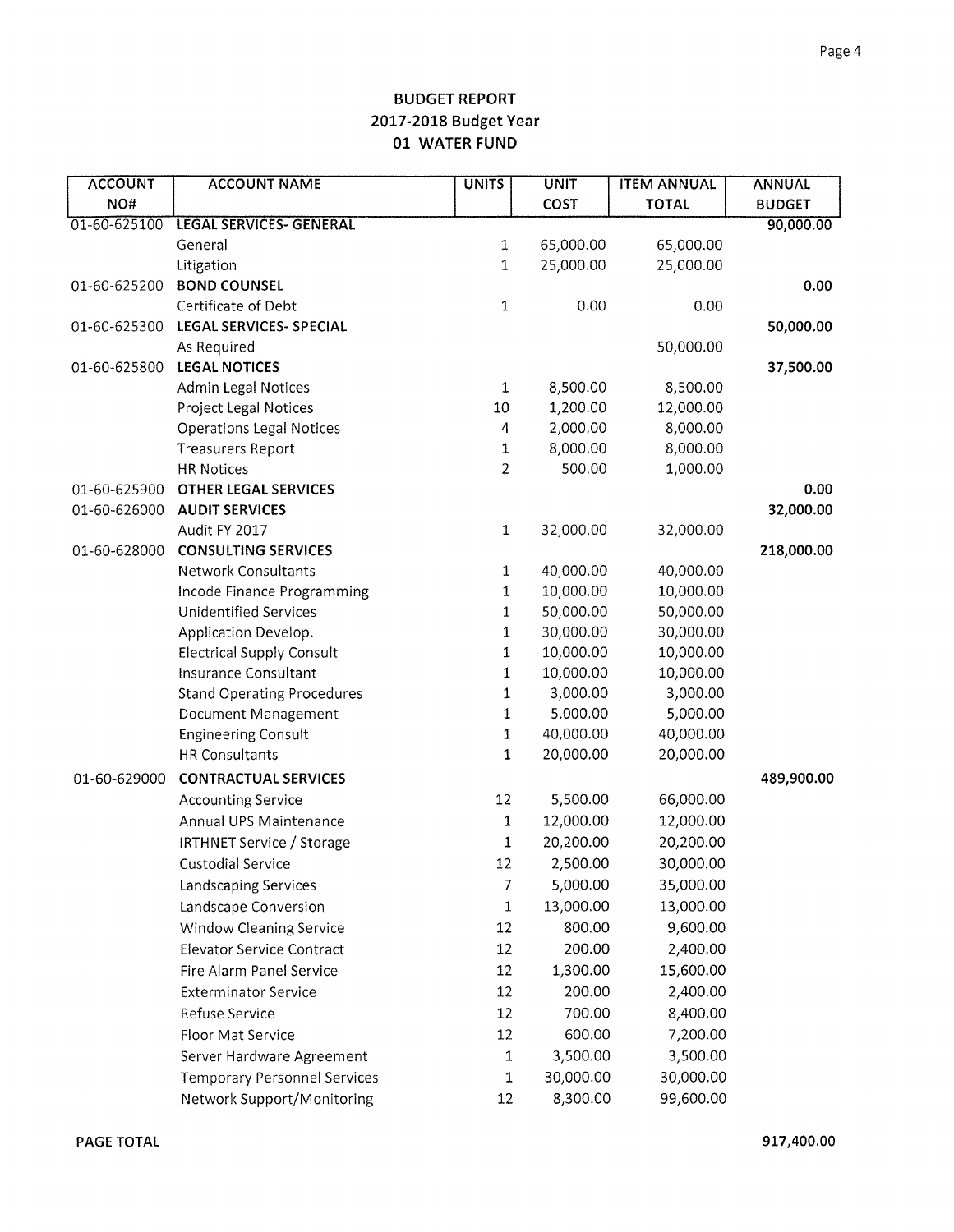# BUDGET REPORT
## 2017-2018 Budget Year
## 01 WATER FUND

| ACCOUNT NO# | ACCOUNT NAME | UNITS | UNIT COST | ITEM ANNUAL TOTAL | ANNUAL BUDGET |
|---|---|---|---|---|---|
| 01-60-625100 | **LEGAL SERVICES- GENERAL** | | | | 90,000.00 |
| | General | 1 | 65,000.00 | 65,000.00 | |
| | Litigation | 1 | 25,000.00 | 25,000.00 | |
| 01-60-625200 | **BOND COUNSEL** | | | | 0.00 |
| | Certificate of Debt | 1 | 0.00 | 0.00 | |
| 01-60-625300 | **LEGAL SERVICES- SPECIAL** | | | | 50,000.00 |
| | As Required | | | 50,000.00 | |
| 01-60-625800 | **LEGAL NOTICES** | | | | 37,500.00 |
| | Admin Legal Notices | 1 | 8,500.00 | 8,500.00 | |
| | Project Legal Notices | 10 | 1,200.00 | 12,000.00 | |
| | Operations Legal Notices | 4 | 2,000.00 | 8,000.00 | |
| | Treasurers Report | 1 | 8,000.00 | 8,000.00 | |
| | HR Notices | 2 | 500.00 | 1,000.00 | |
| 01-60-625900 | **OTHER LEGAL SERVICES** | | | | 0.00 |
| 01-60-626000 | **AUDIT SERVICES** | | | | 32,000.00 |
| | Audit FY 2017 | 1 | 32,000.00 | 32,000.00 | |
| 01-60-628000 | **CONSULTING SERVICES** | | | | 218,000.00 |
| | Network Consultants | 1 | 40,000.00 | 40,000.00 | |
| | Incode Finance Programming | 1 | 10,000.00 | 10,000.00 | |
| | Unidentified Services | 1 | 50,000.00 | 50,000.00 | |
| | Application Develop. | 1 | 30,000.00 | 30,000.00 | |
| | Electrical Supply Consult | 1 | 10,000.00 | 10,000.00 | |
| | Insurance Consultant | 1 | 10,000.00 | 10,000.00 | |
| | Stand Operating Procedures | 1 | 3,000.00 | 3,000.00 | |
| | Document Management | 1 | 5,000.00 | 5,000.00 | |
| | Engineering Consult | 1 | 40,000.00 | 40,000.00 | |
| | HR Consultants | 1 | 20,000.00 | 20,000.00 | |
| 01-60-629000 | **CONTRACTUAL SERVICES** | | | | 489,900.00 |
| | Accounting Service | 12 | 5,500.00 | 66,000.00 | |
| | Annual UPS Maintenance | 1 | 12,000.00 | 12,000.00 | |
| | IRTHNET Service / Storage | 1 | 20,200.00 | 20,200.00 | |
| | Custodial Service | 12 | 2,500.00 | 30,000.00 | |
| | Landscaping Services | 7 | 5,000.00 | 35,000.00 | |
| | Landscape Conversion | 1 | 13,000.00 | 13,000.00 | |
| | Window Cleaning Service | 12 | 800.00 | 9,600.00 | |
| | Elevator Service Contract | 12 | 200.00 | 2,400.00 | |
| | Fire Alarm Panel Service | 12 | 1,300.00 | 15,600.00 | |
| | Exterminator Service | 12 | 200.00 | 2,400.00 | |
| | Refuse Service | 12 | 700.00 | 8,400.00 | |
| | Floor Mat Service | 12 | 600.00 | 7,200.00 | |
| | Server Hardware Agreement | 1 | 3,500.00 | 3,500.00 | |
| | Temporary Personnel Services | 1 | 30,000.00 | 30,000.00 | |
| | Network Support/Monitoring | 12 | 8,300.00 | 99,600.00 | |

**PAGE TOTAL** 917,400.00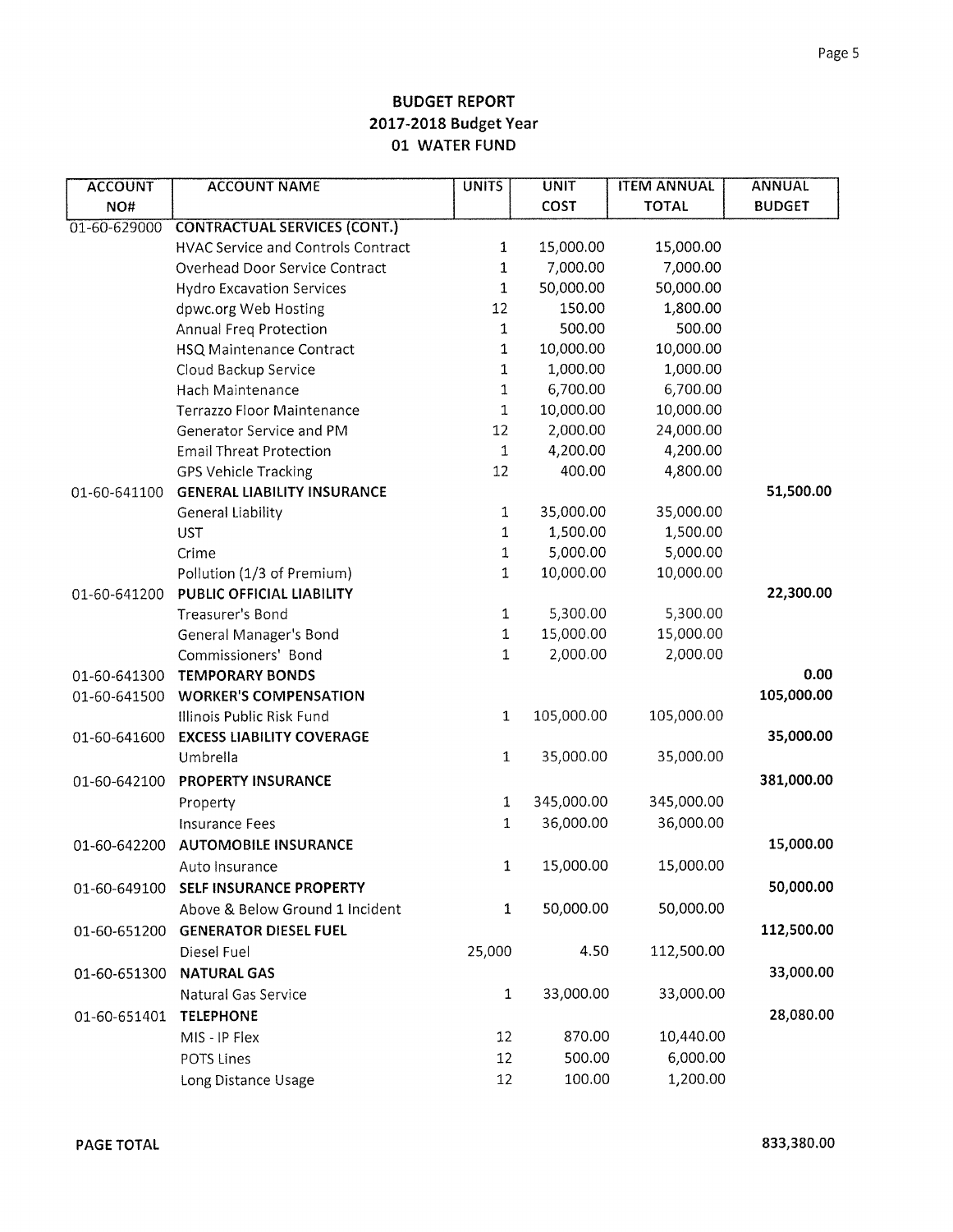## BUDGET REPORT
## 2017-2018 Budget Year
## 01 WATER FUND

| ACCOUNT NO# | ACCOUNT NAME | UNITS | UNIT COST | ITEM ANNUAL TOTAL | ANNUAL BUDGET |
|---|---|---|---|---|---|
| 01-60-629000 | **CONTRACTUAL SERVICES (CONT.)** | | | | |
| | HVAC Service and Controls Contract | 1 | 15,000.00 | 15,000.00 | |
| | Overhead Door Service Contract | 1 | 7,000.00 | 7,000.00 | |
| | Hydro Excavation Services | 1 | 50,000.00 | 50,000.00 | |
| | dpwc.org Web Hosting | 12 | 150.00 | 1,800.00 | |
| | Annual Freq Protection | 1 | 500.00 | 500.00 | |
| | HSQ Maintenance Contract | 1 | 10,000.00 | 10,000.00 | |
| | Cloud Backup Service | 1 | 1,000.00 | 1,000.00 | |
| | Hach Maintenance | 1 | 6,700.00 | 6,700.00 | |
| | Terrazzo Floor Maintenance | 1 | 10,000.00 | 10,000.00 | |
| | Generator Service and PM | 12 | 2,000.00 | 24,000.00 | |
| | Email Threat Protection | 1 | 4,200.00 | 4,200.00 | |
| | GPS Vehicle Tracking | 12 | 400.00 | 4,800.00 | |
| 01-60-641100 | **GENERAL LIABILITY INSURANCE** | | | | **51,500.00** |
| | General Liability | 1 | 35,000.00 | 35,000.00 | |
| | UST | 1 | 1,500.00 | 1,500.00 | |
| | Crime | 1 | 5,000.00 | 5,000.00 | |
| | Pollution (1/3 of Premium) | 1 | 10,000.00 | 10,000.00 | |
| 01-60-641200 | **PUBLIC OFFICIAL LIABILITY** | | | | **22,300.00** |
| | Treasurer's Bond | 1 | 5,300.00 | 5,300.00 | |
| | General Manager's Bond | 1 | 15,000.00 | 15,000.00 | |
| | Commissioners' Bond | 1 | 2,000.00 | 2,000.00 | |
| 01-60-641300 | **TEMPORARY BONDS** | | | | **0.00** |
| 01-60-641500 | **WORKER'S COMPENSATION** | | | | **105,000.00** |
| | Illinois Public Risk Fund | 1 | 105,000.00 | 105,000.00 | |
| 01-60-641600 | **EXCESS LIABILITY COVERAGE** | | | | **35,000.00** |
| | Umbrella | 1 | 35,000.00 | 35,000.00 | |
| 01-60-642100 | **PROPERTY INSURANCE** | | | | **381,000.00** |
| | Property | 1 | 345,000.00 | 345,000.00 | |
| | Insurance Fees | 1 | 36,000.00 | 36,000.00 | |
| 01-60-642200 | **AUTOMOBILE INSURANCE** | | | | **15,000.00** |
| | Auto Insurance | 1 | 15,000.00 | 15,000.00 | |
| 01-60-649100 | **SELF INSURANCE PROPERTY** | | | | **50,000.00** |
| | Above & Below Ground 1 Incident | 1 | 50,000.00 | 50,000.00 | |
| 01-60-651200 | **GENERATOR DIESEL FUEL** | | | | **112,500.00** |
| | Diesel Fuel | 25,000 | 4.50 | 112,500.00 | |
| 01-60-651300 | **NATURAL GAS** | | | | **33,000.00** |
| | Natural Gas Service | 1 | 33,000.00 | 33,000.00 | |
| 01-60-651401 | **TELEPHONE** | | | | **28,080.00** |
| | MIS - IP Flex | 12 | 870.00 | 10,440.00 | |
| | POTS Lines | 12 | 500.00 | 6,000.00 | |
| | Long Distance Usage | 12 | 100.00 | 1,200.00 | |

**PAGE TOTAL** 833,380.00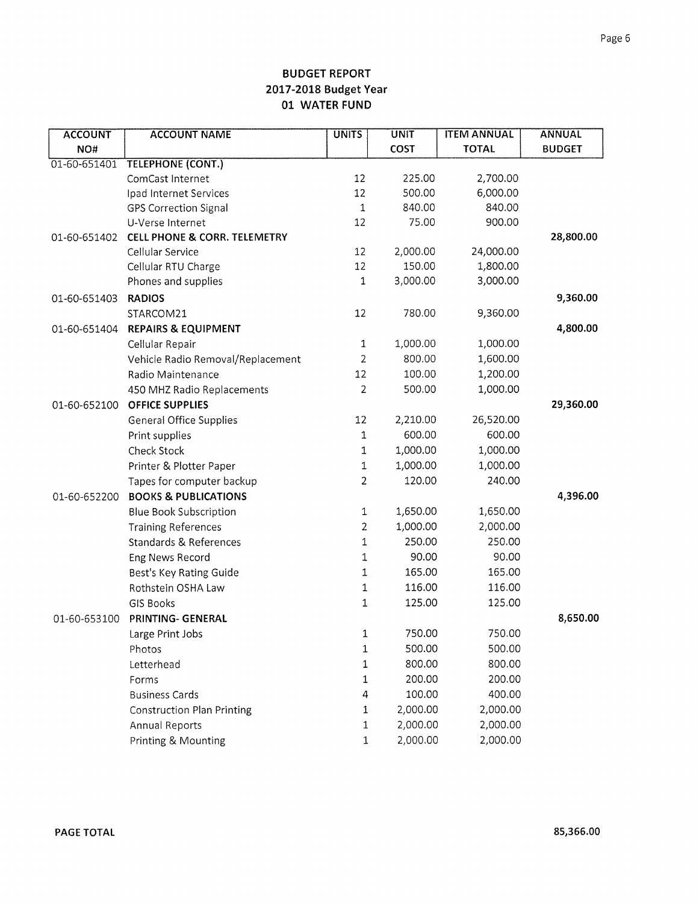# BUDGET REPORT
## 2017-2018 Budget Year
## 01 WATER FUND

| ACCOUNT NO# | ACCOUNT NAME | UNITS | UNIT COST | ITEM ANNUAL TOTAL | ANNUAL BUDGET |
|---|---|---|---|---|---|
| 01-60-651401 | **TELEPHONE (CONT.)** | | | | |
| | ComCast Internet | 12 | 225.00 | 2,700.00 | |
| | Ipad Internet Services | 12 | 500.00 | 6,000.00 | |
| | GPS Correction Signal | 1 | 840.00 | 840.00 | |
| | U-Verse Internet | 12 | 75.00 | 900.00 | |
| 01-60-651402 | **CELL PHONE & CORR. TELEMETRY** | | | | **28,800.00** |
| | Cellular Service | 12 | 2,000.00 | 24,000.00 | |
| | Cellular RTU Charge | 12 | 150.00 | 1,800.00 | |
| | Phones and supplies | 1 | 3,000.00 | 3,000.00 | |
| 01-60-651403 | **RADIOS** | | | | **9,360.00** |
| | STARCOM21 | 12 | 780.00 | 9,360.00 | |
| 01-60-651404 | **REPAIRS & EQUIPMENT** | | | | **4,800.00** |
| | Cellular Repair | 1 | 1,000.00 | 1,000.00 | |
| | Vehicle Radio Removal/Replacement | 2 | 800.00 | 1,600.00 | |
| | Radio Maintenance | 12 | 100.00 | 1,200.00 | |
| | 450 MHZ Radio Replacements | 2 | 500.00 | 1,000.00 | |
| 01-60-652100 | **OFFICE SUPPLIES** | | | | **29,360.00** |
| | General Office Supplies | 12 | 2,210.00 | 26,520.00 | |
| | Print supplies | 1 | 600.00 | 600.00 | |
| | Check Stock | 1 | 1,000.00 | 1,000.00 | |
| | Printer & Plotter Paper | 1 | 1,000.00 | 1,000.00 | |
| | Tapes for computer backup | 2 | 120.00 | 240.00 | |
| 01-60-652200 | **BOOKS & PUBLICATIONS** | | | | **4,396.00** |
| | Blue Book Subscription | 1 | 1,650.00 | 1,650.00 | |
| | Training References | 2 | 1,000.00 | 2,000.00 | |
| | Standards & References | 1 | 250.00 | 250.00 | |
| | Eng News Record | 1 | 90.00 | 90.00 | |
| | Best's Key Rating Guide | 1 | 165.00 | 165.00 | |
| | Rothstein OSHA Law | 1 | 116.00 | 116.00 | |
| | GIS Books | 1 | 125.00 | 125.00 | |
| 01-60-653100 | **PRINTING- GENERAL** | | | | **8,650.00** |
| | Large Print Jobs | 1 | 750.00 | 750.00 | |
| | Photos | 1 | 500.00 | 500.00 | |
| | Letterhead | 1 | 800.00 | 800.00 | |
| | Forms | 1 | 200.00 | 200.00 | |
| | Business Cards | 4 | 100.00 | 400.00 | |
| | Construction Plan Printing | 1 | 2,000.00 | 2,000.00 | |
| | Annual Reports | 1 | 2,000.00 | 2,000.00 | |
| | Printing & Mounting | 1 | 2,000.00 | 2,000.00 | |

**PAGE TOTAL** **85,366.00**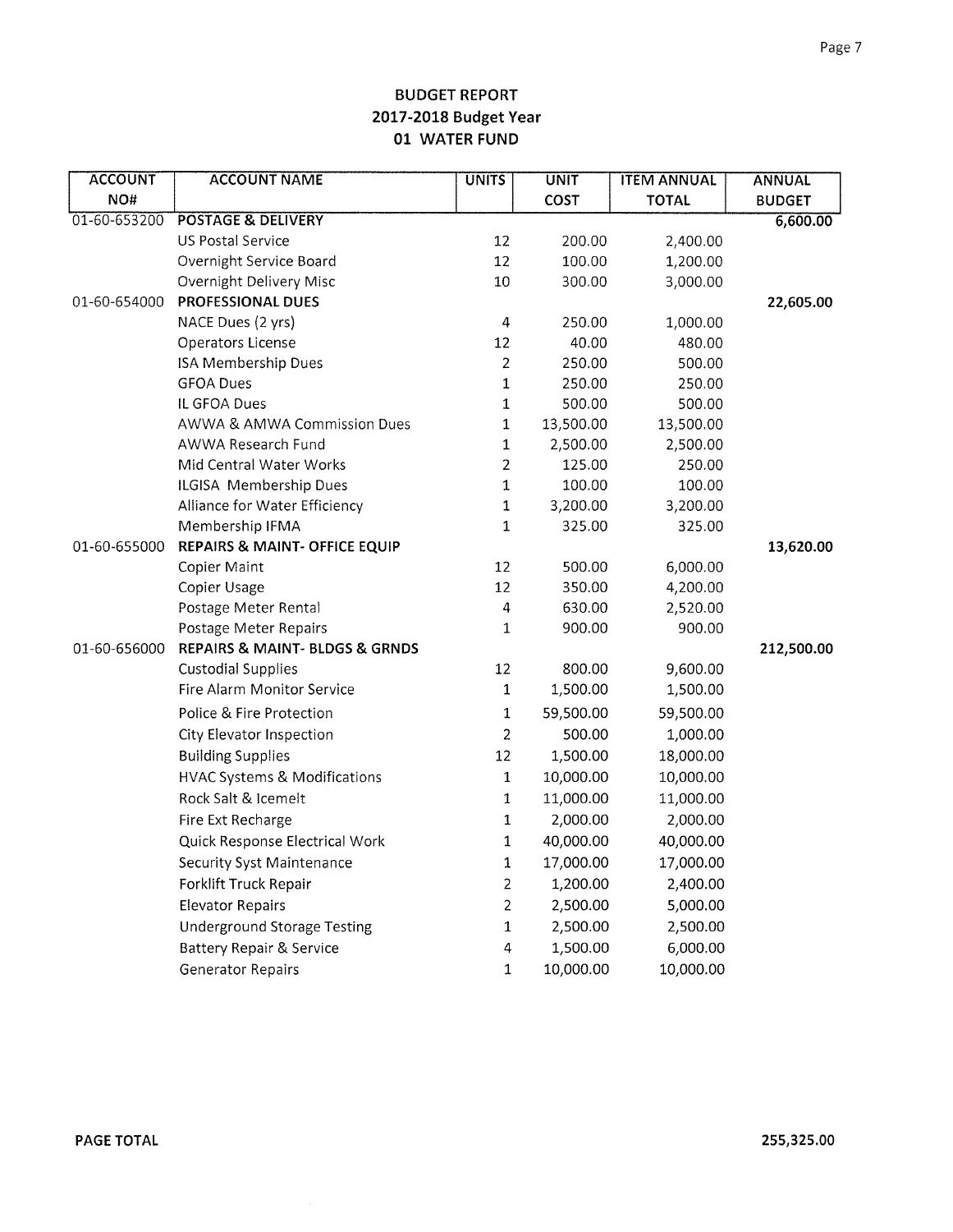# BUDGET REPORT
## 2017-2018 Budget Year
## 01 WATER FUND

| ACCOUNT NO# | ACCOUNT NAME | UNITS | UNIT COST | ITEM ANNUAL TOTAL | ANNUAL BUDGET |
|---|---|---|---|---|---|
| 01-60-653200 | **POSTAGE & DELIVERY** | | | | 6,600.00 |
| | US Postal Service | 12 | 200.00 | 2,400.00 | |
| | Overnight Service Board | 12 | 100.00 | 1,200.00 | |
| | Overnight Delivery Misc | 10 | 300.00 | 3,000.00 | |
| 01-60-654000 | **PROFESSIONAL DUES** | | | | 22,605.00 |
| | NACE Dues (2 yrs) | 4 | 250.00 | 1,000.00 | |
| | Operators License | 12 | 40.00 | 480.00 | |
| | ISA Membership Dues | 2 | 250.00 | 500.00 | |
| | GFOA Dues | 1 | 250.00 | 250.00 | |
| | IL GFOA Dues | 1 | 500.00 | 500.00 | |
| | AWWA & AMWA Commission Dues | 1 | 13,500.00 | 13,500.00 | |
| | AWWA Research Fund | 1 | 2,500.00 | 2,500.00 | |
| | Mid Central Water Works | 2 | 125.00 | 250.00 | |
| | ILGISA Membership Dues | 1 | 100.00 | 100.00 | |
| | Alliance for Water Efficiency | 1 | 3,200.00 | 3,200.00 | |
| | Membership IFMA | 1 | 325.00 | 325.00 | |
| 01-60-655000 | **REPAIRS & MAINT- OFFICE EQUIP** | | | | 13,620.00 |
| | Copier Maint | 12 | 500.00 | 6,000.00 | |
| | Copier Usage | 12 | 350.00 | 4,200.00 | |
| | Postage Meter Rental | 4 | 630.00 | 2,520.00 | |
| | Postage Meter Repairs | 1 | 900.00 | 900.00 | |
| 01-60-656000 | **REPAIRS & MAINT- BLDGS & GRNDS** | | | | 212,500.00 |
| | Custodial Supplies | 12 | 800.00 | 9,600.00 | |
| | Fire Alarm Monitor Service | 1 | 1,500.00 | 1,500.00 | |
| | Police & Fire Protection | 1 | 59,500.00 | 59,500.00 | |
| | City Elevator Inspection | 2 | 500.00 | 1,000.00 | |
| | Building Supplies | 12 | 1,500.00 | 18,000.00 | |
| | HVAC Systems & Modifications | 1 | 10,000.00 | 10,000.00 | |
| | Rock Salt & Icemelt | 1 | 11,000.00 | 11,000.00 | |
| | Fire Ext Recharge | 1 | 2,000.00 | 2,000.00 | |
| | Quick Response Electrical Work | 1 | 40,000.00 | 40,000.00 | |
| | Security Syst Maintenance | 1 | 17,000.00 | 17,000.00 | |
| | Forklift Truck Repair | 2 | 1,200.00 | 2,400.00 | |
| | Elevator Repairs | 2 | 2,500.00 | 5,000.00 | |
| | Underground Storage Testing | 1 | 2,500.00 | 2,500.00 | |
| | Battery Repair & Service | 4 | 1,500.00 | 6,000.00 | |
| | Generator Repairs | 1 | 10,000.00 | 10,000.00 | |

**PAGE TOTAL** 255,325.00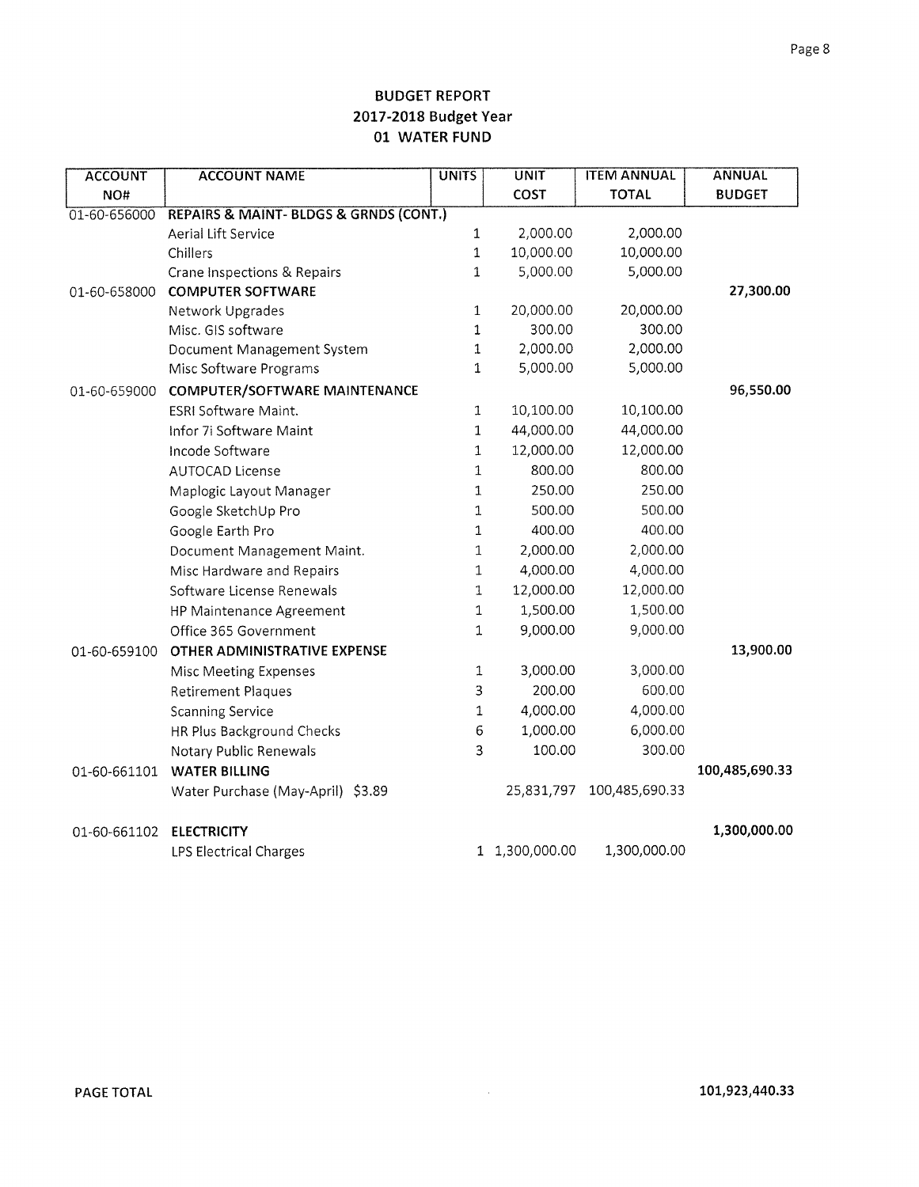# BUDGET REPORT
## 2017-2018 Budget Year
## 01 WATER FUND

| ACCOUNT NO# | ACCOUNT NAME | UNITS | UNIT COST | ITEM ANNUAL TOTAL | ANNUAL BUDGET |
|---|---|---|---|---|---|
| 01-60-656000 | **REPAIRS & MAINT- BLDGS & GRNDS (CONT.)** | | | | |
| | Aerial Lift Service | 1 | 2,000.00 | 2,000.00 | |
| | Chillers | 1 | 10,000.00 | 10,000.00 | |
| | Crane Inspections & Repairs | 1 | 5,000.00 | 5,000.00 | |
| 01-60-658000 | **COMPUTER SOFTWARE** | | | | **27,300.00** |
| | Network Upgrades | 1 | 20,000.00 | 20,000.00 | |
| | Misc. GIS software | 1 | 300.00 | 300.00 | |
| | Document Management System | 1 | 2,000.00 | 2,000.00 | |
| | Misc Software Programs | 1 | 5,000.00 | 5,000.00 | |
| 01-60-659000 | **COMPUTER/SOFTWARE MAINTENANCE** | | | | **96,550.00** |
| | ESRI Software Maint. | 1 | 10,100.00 | 10,100.00 | |
| | Infor 7i Software Maint | 1 | 44,000.00 | 44,000.00 | |
| | Incode Software | 1 | 12,000.00 | 12,000.00 | |
| | AUTOCAD License | 1 | 800.00 | 800.00 | |
| | Maplogic Layout Manager | 1 | 250.00 | 250.00 | |
| | Google SketchUp Pro | 1 | 500.00 | 500.00 | |
| | Google Earth Pro | 1 | 400.00 | 400.00 | |
| | Document Management Maint. | 1 | 2,000.00 | 2,000.00 | |
| | Misc Hardware and Repairs | 1 | 4,000.00 | 4,000.00 | |
| | Software License Renewals | 1 | 12,000.00 | 12,000.00 | |
| | HP Maintenance Agreement | 1 | 1,500.00 | 1,500.00 | |
| | Office 365 Government | 1 | 9,000.00 | 9,000.00 | |
| 01-60-659100 | **OTHER ADMINISTRATIVE EXPENSE** | | | | **13,900.00** |
| | Misc Meeting Expenses | 1 | 3,000.00 | 3,000.00 | |
| | Retirement Plaques | 3 | 200.00 | 600.00 | |
| | Scanning Service | 1 | 4,000.00 | 4,000.00 | |
| | HR Plus Background Checks | 6 | 1,000.00 | 6,000.00 | |
| | Notary Public Renewals | 3 | 100.00 | 300.00 | |
| 01-60-661101 | **WATER BILLING** | | | | **100,485,690.33** |
| | Water Purchase (May-April) $3.89 | | 25,831,797 | 100,485,690.33 | |
| 01-60-661102 | **ELECTRICITY** | | | | **1,300,000.00** |
| | LPS Electrical Charges | 1 | 1,300,000.00 | 1,300,000.00 | |

**PAGE TOTAL** **101,923,440.33**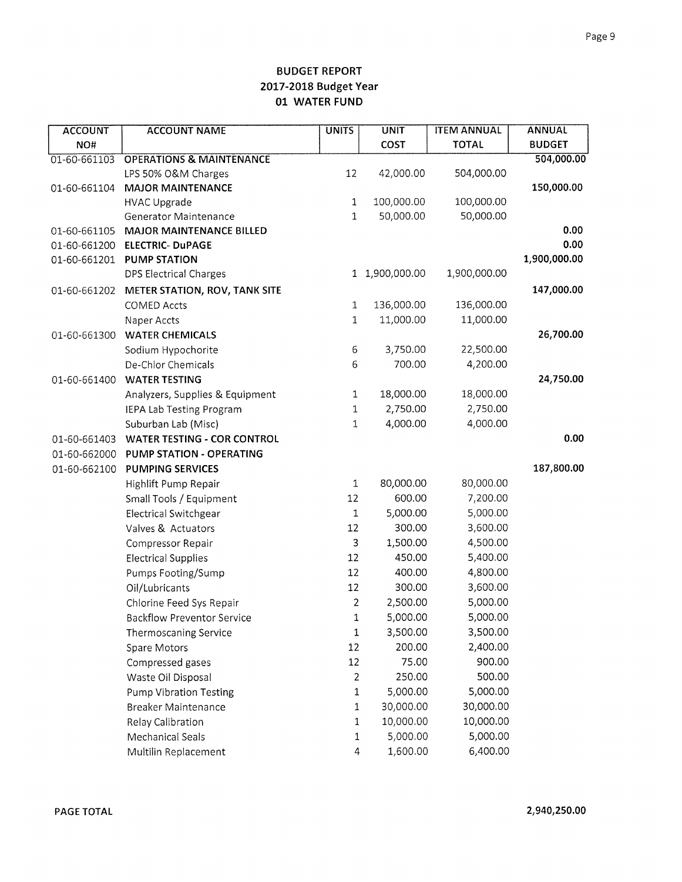# BUDGET REPORT
## 2017-2018 Budget Year
## 01 WATER FUND

| ACCOUNT NO# | ACCOUNT NAME | UNITS | UNIT COST | ITEM ANNUAL TOTAL | ANNUAL BUDGET |
|---|---|---|---|---|---|
| 01-60-661103 | **OPERATIONS & MAINTENANCE** | | | | **504,000.00** |
| | LPS 50% O&M Charges | 12 | 42,000.00 | 504,000.00 | |
| 01-60-661104 | **MAJOR MAINTENANCE** | | | | **150,000.00** |
| | HVAC Upgrade | 1 | 100,000.00 | 100,000.00 | |
| | Generator Maintenance | 1 | 50,000.00 | 50,000.00 | |
| 01-60-661105 | **MAJOR MAINTENANCE BILLED** | | | | **0.00** |
| 01-60-661200 | **ELECTRIC- DuPAGE** | | | | **0.00** |
| 01-60-661201 | **PUMP STATION** | | | | **1,900,000.00** |
| | DPS Electrical Charges | 1 | 1,900,000.00 | 1,900,000.00 | |
| 01-60-661202 | **METER STATION, ROV, TANK SITE** | | | | **147,000.00** |
| | COMED Accts | 1 | 136,000.00 | 136,000.00 | |
| | Naper Accts | 1 | 11,000.00 | 11,000.00 | |
| 01-60-661300 | **WATER CHEMICALS** | | | | **26,700.00** |
| | Sodium Hypochorite | 6 | 3,750.00 | 22,500.00 | |
| | De-Chlor Chemicals | 6 | 700.00 | 4,200.00 | |
| 01-60-661400 | **WATER TESTING** | | | | **24,750.00** |
| | Analyzers, Supplies & Equipment | 1 | 18,000.00 | 18,000.00 | |
| | IEPA Lab Testing Program | 1 | 2,750.00 | 2,750.00 | |
| | Suburban Lab (Misc) | 1 | 4,000.00 | 4,000.00 | |
| 01-60-661403 | **WATER TESTING - COR CONTROL** | | | | **0.00** |
| 01-60-662000 | **PUMP STATION - OPERATING** | | | | |
| 01-60-662100 | **PUMPING SERVICES** | | | | **187,800.00** |
| | Highlift Pump Repair | 1 | 80,000.00 | 80,000.00 | |
| | Small Tools / Equipment | 12 | 600.00 | 7,200.00 | |
| | Electrical Switchgear | 1 | 5,000.00 | 5,000.00 | |
| | Valves & Actuators | 12 | 300.00 | 3,600.00 | |
| | Compressor Repair | 3 | 1,500.00 | 4,500.00 | |
| | Electrical Supplies | 12 | 450.00 | 5,400.00 | |
| | Pumps Footing/Sump | 12 | 400.00 | 4,800.00 | |
| | Oil/Lubricants | 12 | 300.00 | 3,600.00 | |
| | Chlorine Feed Sys Repair | 2 | 2,500.00 | 5,000.00 | |
| | Backflow Preventor Service | 1 | 5,000.00 | 5,000.00 | |
| | Thermoscaning Service | 1 | 3,500.00 | 3,500.00 | |
| | Spare Motors | 12 | 200.00 | 2,400.00 | |
| | Compressed gases | 12 | 75.00 | 900.00 | |
| | Waste Oil Disposal | 2 | 250.00 | 500.00 | |
| | Pump Vibration Testing | 1 | 5,000.00 | 5,000.00 | |
| | Breaker Maintenance | 1 | 30,000.00 | 30,000.00 | |
| | Relay Calibration | 1 | 10,000.00 | 10,000.00 | |
| | Mechanical Seals | 1 | 5,000.00 | 5,000.00 | |
| | Multilin Replacement | 4 | 1,600.00 | 6,400.00 | |

**PAGE TOTAL** **2,940,250.00**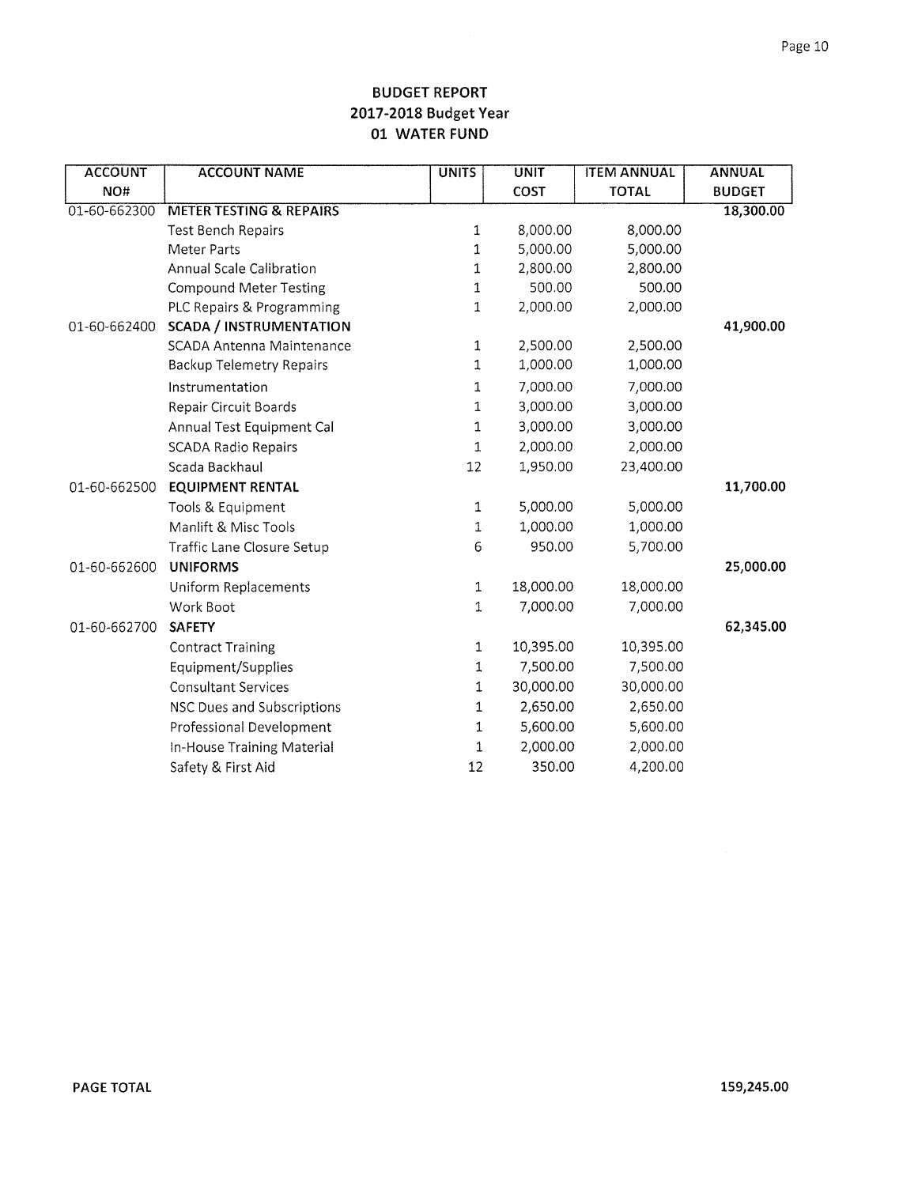# BUDGET REPORT
## 2017-2018 Budget Year
## 01 WATER FUND

| ACCOUNT NO# | ACCOUNT NAME | UNITS | UNIT COST | ITEM ANNUAL TOTAL | ANNUAL BUDGET |
|---|---|---|---|---|---|
| 01-60-662300 | **METER TESTING & REPAIRS** | | | | **18,300.00** |
| | Test Bench Repairs | 1 | 8,000.00 | 8,000.00 | |
| | Meter Parts | 1 | 5,000.00 | 5,000.00 | |
| | Annual Scale Calibration | 1 | 2,800.00 | 2,800.00 | |
| | Compound Meter Testing | 1 | 500.00 | 500.00 | |
| | PLC Repairs & Programming | 1 | 2,000.00 | 2,000.00 | |
| 01-60-662400 | **SCADA / INSTRUMENTATION** | | | | **41,900.00** |
| | SCADA Antenna Maintenance | 1 | 2,500.00 | 2,500.00 | |
| | Backup Telemetry Repairs | 1 | 1,000.00 | 1,000.00 | |
| | Instrumentation | 1 | 7,000.00 | 7,000.00 | |
| | Repair Circuit Boards | 1 | 3,000.00 | 3,000.00 | |
| | Annual Test Equipment Cal | 1 | 3,000.00 | 3,000.00 | |
| | SCADA Radio Repairs | 1 | 2,000.00 | 2,000.00 | |
| | Scada Backhaul | 12 | 1,950.00 | 23,400.00 | |
| 01-60-662500 | **EQUIPMENT RENTAL** | | | | **11,700.00** |
| | Tools & Equipment | 1 | 5,000.00 | 5,000.00 | |
| | Manlift & Misc Tools | 1 | 1,000.00 | 1,000.00 | |
| | Traffic Lane Closure Setup | 6 | 950.00 | 5,700.00 | |
| 01-60-662600 | **UNIFORMS** | | | | **25,000.00** |
| | Uniform Replacements | 1 | 18,000.00 | 18,000.00 | |
| | Work Boot | 1 | 7,000.00 | 7,000.00 | |
| 01-60-662700 | **SAFETY** | | | | **62,345.00** |
| | Contract Training | 1 | 10,395.00 | 10,395.00 | |
| | Equipment/Supplies | 1 | 7,500.00 | 7,500.00 | |
| | Consultant Services | 1 | 30,000.00 | 30,000.00 | |
| | NSC Dues and Subscriptions | 1 | 2,650.00 | 2,650.00 | |
| | Professional Development | 1 | 5,600.00 | 5,600.00 | |
| | In-House Training Material | 1 | 2,000.00 | 2,000.00 | |
| | Safety & First Aid | 12 | 350.00 | 4,200.00 | |

**PAGE TOTAL** **159,245.00**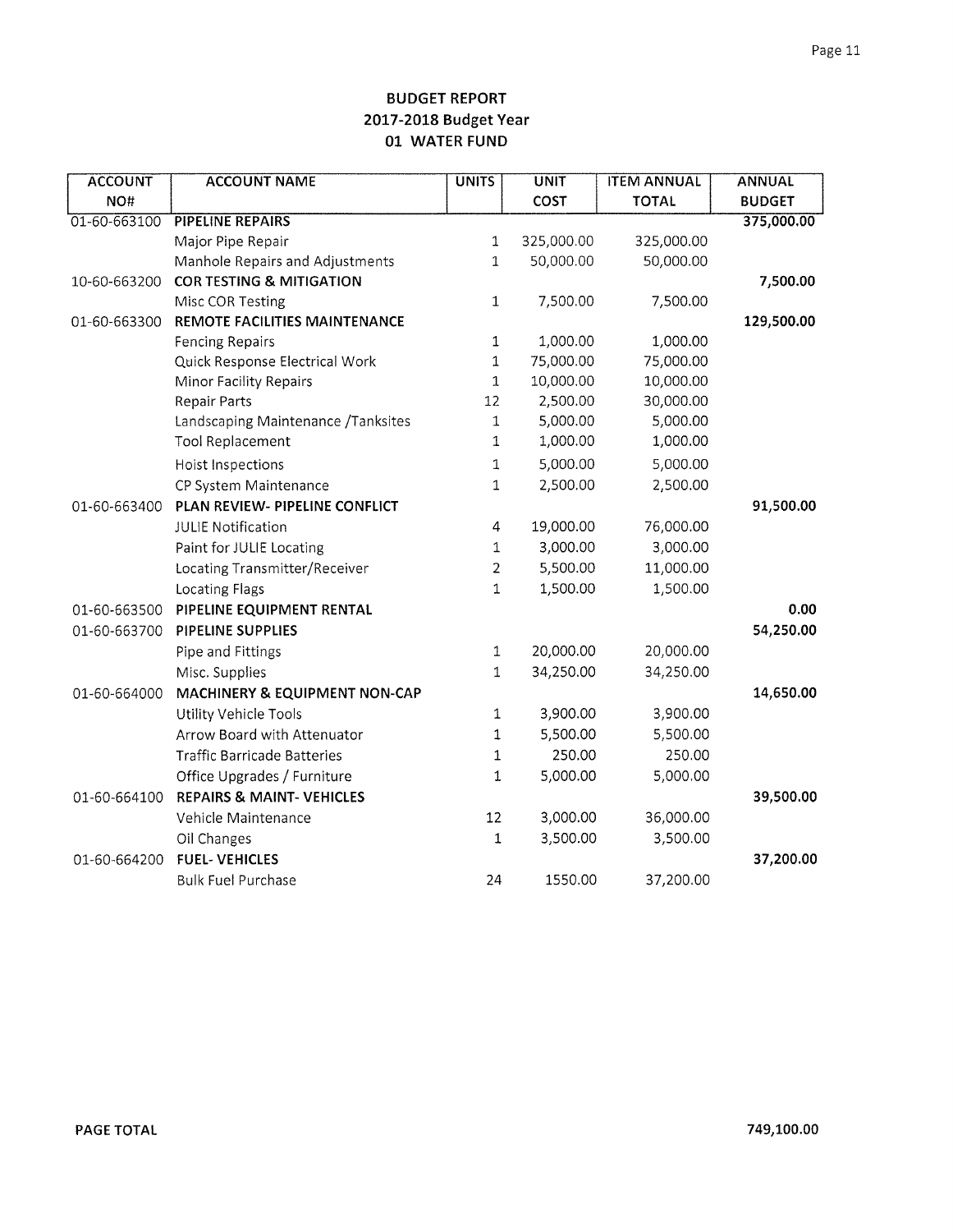# BUDGET REPORT
## 2017-2018 Budget Year
## 01 WATER FUND

| ACCOUNT NO# | ACCOUNT NAME | UNITS | UNIT COST | ITEM ANNUAL TOTAL | ANNUAL BUDGET |
|---|---|---|---|---|---|
| 01-60-663100 | **PIPELINE REPAIRS** | | | | **375,000.00** |
| | Major Pipe Repair | 1 | 325,000.00 | 325,000.00 | |
| | Manhole Repairs and Adjustments | 1 | 50,000.00 | 50,000.00 | |
| 10-60-663200 | **COR TESTING & MITIGATION** | | | | **7,500.00** |
| | Misc COR Testing | 1 | 7,500.00 | 7,500.00 | |
| 01-60-663300 | **REMOTE FACILITIES MAINTENANCE** | | | | **129,500.00** |
| | Fencing Repairs | 1 | 1,000.00 | 1,000.00 | |
| | Quick Response Electrical Work | 1 | 75,000.00 | 75,000.00 | |
| | Minor Facility Repairs | 1 | 10,000.00 | 10,000.00 | |
| | Repair Parts | 12 | 2,500.00 | 30,000.00 | |
| | Landscaping Maintenance /Tanksites | 1 | 5,000.00 | 5,000.00 | |
| | Tool Replacement | 1 | 1,000.00 | 1,000.00 | |
| | Hoist Inspections | 1 | 5,000.00 | 5,000.00 | |
| | CP System Maintenance | 1 | 2,500.00 | 2,500.00 | |
| 01-60-663400 | **PLAN REVIEW- PIPELINE CONFLICT** | | | | **91,500.00** |
| | JULIE Notification | 4 | 19,000.00 | 76,000.00 | |
| | Paint for JULIE Locating | 1 | 3,000.00 | 3,000.00 | |
| | Locating Transmitter/Receiver | 2 | 5,500.00 | 11,000.00 | |
| | Locating Flags | 1 | 1,500.00 | 1,500.00 | |
| 01-60-663500 | **PIPELINE EQUIPMENT RENTAL** | | | | **0.00** |
| 01-60-663700 | **PIPELINE SUPPLIES** | | | | **54,250.00** |
| | Pipe and Fittings | 1 | 20,000.00 | 20,000.00 | |
| | Misc. Supplies | 1 | 34,250.00 | 34,250.00 | |
| 01-60-664000 | **MACHINERY & EQUIPMENT NON-CAP** | | | | **14,650.00** |
| | Utility Vehicle Tools | 1 | 3,900.00 | 3,900.00 | |
| | Arrow Board with Attenuator | 1 | 5,500.00 | 5,500.00 | |
| | Traffic Barricade Batteries | 1 | 250.00 | 250.00 | |
| | Office Upgrades / Furniture | 1 | 5,000.00 | 5,000.00 | |
| 01-60-664100 | **REPAIRS & MAINT- VEHICLES** | | | | **39,500.00** |
| | Vehicle Maintenance | 12 | 3,000.00 | 36,000.00 | |
| | Oil Changes | 1 | 3,500.00 | 3,500.00 | |
| 01-60-664200 | **FUEL- VEHICLES** | | | | **37,200.00** |
| | Bulk Fuel Purchase | 24 | 1550.00 | 37,200.00 | |

**PAGE TOTAL** **749,100.00**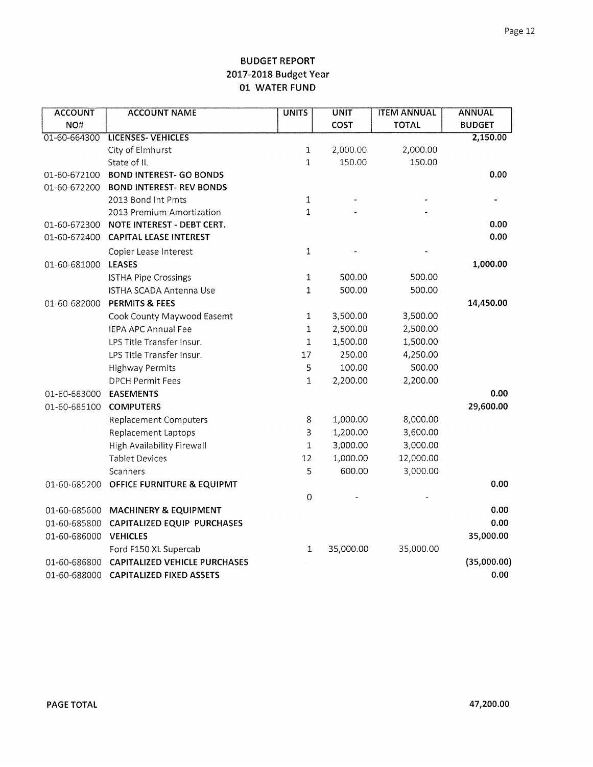# BUDGET REPORT
## 2017-2018 Budget Year
## 01 WATER FUND

| ACCOUNT NO# | ACCOUNT NAME | UNITS | UNIT COST | ITEM ANNUAL TOTAL | ANNUAL BUDGET |
|---|---|---|---|---|---|
| 01-60-664300 | **LICENSES- VEHICLES** | | | | **2,150.00** |
| | City of Elmhurst | 1 | 2,000.00 | 2,000.00 | |
| | State of IL | 1 | 150.00 | 150.00 | |
| 01-60-672100 | **BOND INTEREST- GO BONDS** | | | | **0.00** |
| 01-60-672200 | **BOND INTEREST- REV BONDS** | | | | |
| | 2013 Bond Int Pmts | 1 | - | - | - |
| | 2013 Premium Amortization | 1 | - | - | |
| 01-60-672300 | **NOTE INTEREST - DEBT CERT.** | | | | **0.00** |
| 01-60-672400 | **CAPITAL LEASE INTEREST** | | | | **0.00** |
| | Copier Lease Interest | 1 | - | - | |
| 01-60-681000 | **LEASES** | | | | **1,000.00** |
| | ISTHA Pipe Crossings | 1 | 500.00 | 500.00 | |
| | ISTHA SCADA Antenna Use | 1 | 500.00 | 500.00 | |
| 01-60-682000 | **PERMITS & FEES** | | | | **14,450.00** |
| | Cook County Maywood Easemt | 1 | 3,500.00 | 3,500.00 | |
| | IEPA APC Annual Fee | 1 | 2,500.00 | 2,500.00 | |
| | LPS Title Transfer Insur. | 1 | 1,500.00 | 1,500.00 | |
| | LPS Title Transfer Insur. | 17 | 250.00 | 4,250.00 | |
| | Highway Permits | 5 | 100.00 | 500.00 | |
| | DPCH Permit Fees | 1 | 2,200.00 | 2,200.00 | |
| 01-60-683000 | **EASEMENTS** | | | | **0.00** |
| 01-60-685100 | **COMPUTERS** | | | | **29,600.00** |
| | Replacement Computers | 8 | 1,000.00 | 8,000.00 | |
| | Replacement Laptops | 3 | 1,200.00 | 3,600.00 | |
| | High Availability Firewall | 1 | 3,000.00 | 3,000.00 | |
| | Tablet Devices | 12 | 1,000.00 | 12,000.00 | |
| | Scanners | 5 | 600.00 | 3,000.00 | |
| 01-60-685200 | **OFFICE FURNITURE & EQUIPMT** | | | | **0.00** |
| | | 0 | - | - | |
| 01-60-685600 | **MACHINERY & EQUIPMENT** | | | | **0.00** |
| 01-60-685800 | **CAPITALIZED EQUIP PURCHASES** | | | | **0.00** |
| 01-60-686000 | **VEHICLES** | | | | **35,000.00** |
| | Ford F150 XL Supercab | 1 | 35,000.00 | 35,000.00 | |
| 01-60-686800 | **CAPITALIZED VEHICLE PURCHASES** | | | | **(35,000.00)** |
| 01-60-688000 | **CAPITALIZED FIXED ASSETS** | | | | **0.00** |

**PAGE TOTAL** **47,200.00**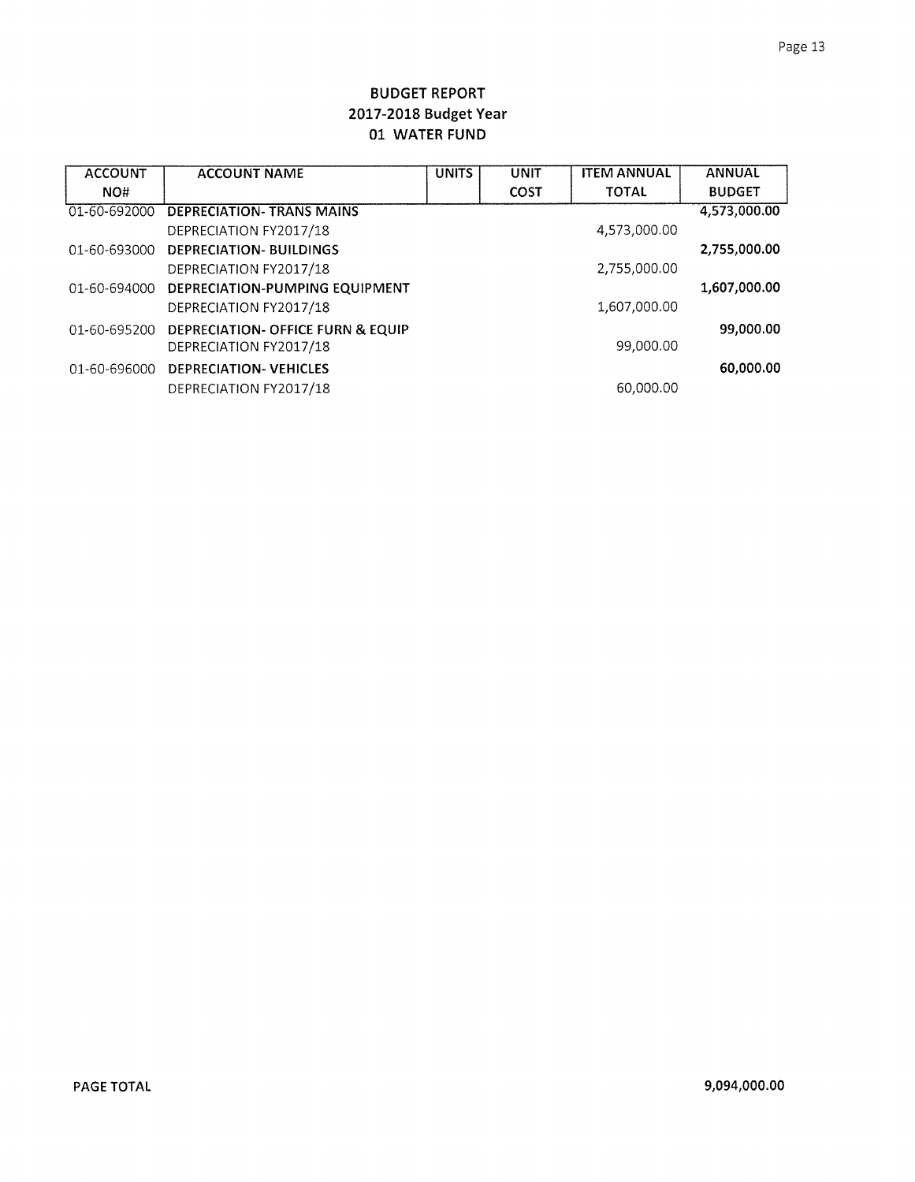# BUDGET REPORT
## 2017-2018 Budget Year
## 01 WATER FUND

| ACCOUNT NO# | ACCOUNT NAME | UNITS | UNIT COST | ITEM ANNUAL TOTAL | ANNUAL BUDGET |
|---|---|---|---|---|---|
| 01-60-692000 | **DEPRECIATION- TRANS MAINS** | | | | **4,573,000.00** |
| | DEPRECIATION FY2017/18 | | | 4,573,000.00 | |
| 01-60-693000 | **DEPRECIATION- BUILDINGS** | | | | **2,755,000.00** |
| | DEPRECIATION FY2017/18 | | | 2,755,000.00 | |
| 01-60-694000 | **DEPRECIATION-PUMPING EQUIPMENT** | | | | **1,607,000.00** |
| | DEPRECIATION FY2017/18 | | | 1,607,000.00 | |
| 01-60-695200 | **DEPRECIATION- OFFICE FURN & EQUIP** | | | | **99,000.00** |
| | DEPRECIATION FY2017/18 | | | 99,000.00 | |
| 01-60-696000 | **DEPRECIATION- VEHICLES** | | | | **60,000.00** |
| | DEPRECIATION FY2017/18 | | | 60,000.00 | |

**PAGE TOTAL** **9,094,000.00**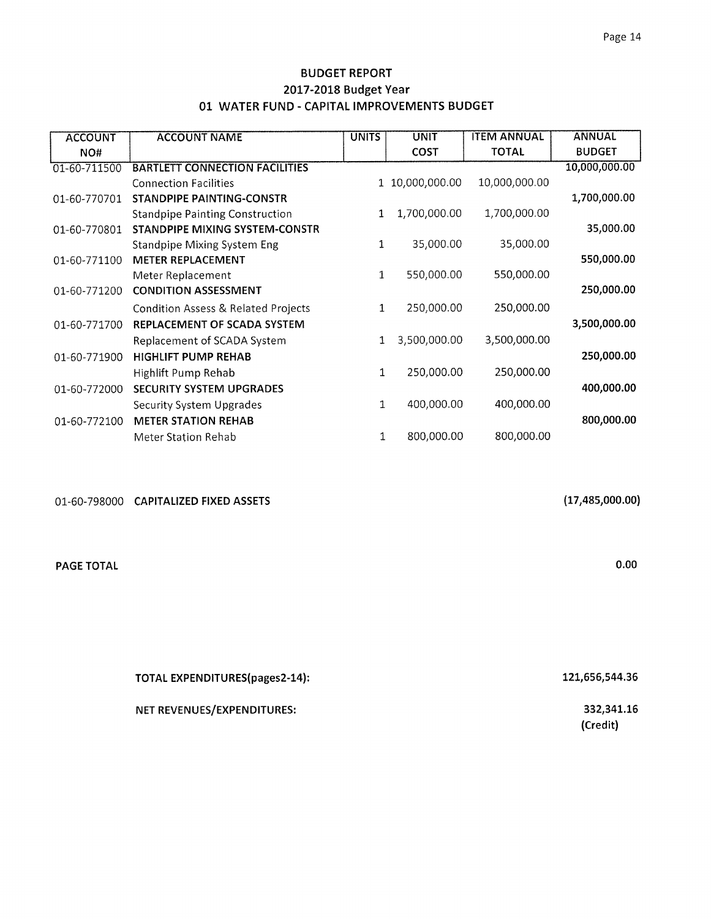# BUDGET REPORT
## 2017-2018 Budget Year
## 01 WATER FUND - CAPITAL IMPROVEMENTS BUDGET

| ACCOUNT NO# | ACCOUNT NAME | UNITS | UNIT COST | ITEM ANNUAL TOTAL | ANNUAL BUDGET |
|---|---|---|---|---|---|
| 01-60-711500 | **BARTLETT CONNECTION FACILITIES** | | | | **10,000,000.00** |
| | Connection Facilities | 1 | 10,000,000.00 | 10,000,000.00 | |
| 01-60-770701 | **STANDPIPE PAINTING-CONSTR** | | | | **1,700,000.00** |
| | Standpipe Painting Construction | 1 | 1,700,000.00 | 1,700,000.00 | |
| 01-60-770801 | **STANDPIPE MIXING SYSTEM-CONSTR** | | | | **35,000.00** |
| | Standpipe Mixing System Eng | 1 | 35,000.00 | 35,000.00 | |
| 01-60-771100 | **METER REPLACEMENT** | | | | **550,000.00** |
| | Meter Replacement | 1 | 550,000.00 | 550,000.00 | |
| 01-60-771200 | **CONDITION ASSESSMENT** | | | | **250,000.00** |
| | Condition Assess & Related Projects | 1 | 250,000.00 | 250,000.00 | |
| 01-60-771700 | **REPLACEMENT OF SCADA SYSTEM** | | | | **3,500,000.00** |
| | Replacement of SCADA System | 1 | 3,500,000.00 | 3,500,000.00 | |
| 01-60-771900 | **HIGHLIFT PUMP REHAB** | | | | **250,000.00** |
| | Highlift Pump Rehab | 1 | 250,000.00 | 250,000.00 | |
| 01-60-772000 | **SECURITY SYSTEM UPGRADES** | | | | **400,000.00** |
| | Security System Upgrades | 1 | 400,000.00 | 400,000.00 | |
| 01-60-772100 | **METER STATION REHAB** | | | | **800,000.00** |
| | Meter Station Rehab | 1 | 800,000.00 | 800,000.00 | |
| 01-60-798000 | **CAPITALIZED FIXED ASSETS** | | | | **(17,485,000.00)** |

**PAGE TOTAL** **0.00**

**TOTAL EXPENDITURES(pages2-14):** **121,656,544.36**

**NET REVENUES/EXPENDITURES:** **332,341.16 (Credit)**